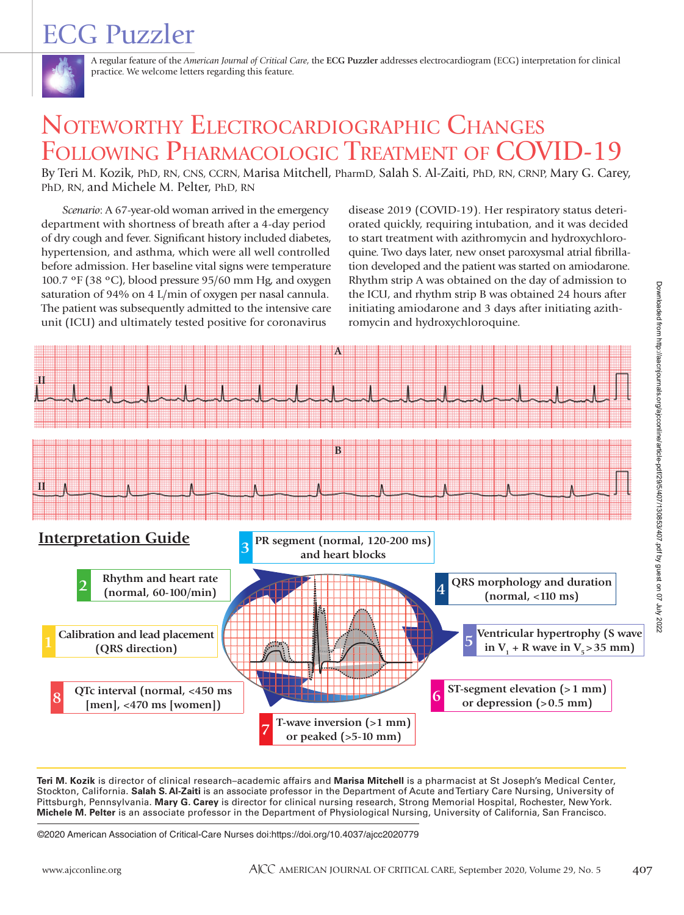# ECG Puzzler

A regular feature of the *American Journal of Critical Care*, the **ECG Puzzler** addresses electrocardiogram (ECG) interpretation for clinical practice. We welcome letters regarding this feature.

## Noteworthy Electrocardiographic Changes Following Pharmacologic Treatment of COVID-19

By Teri M. Kozik, PhD, RN, CNS, CCRN, Marisa Mitchell, PharmD, Salah S. Al-Zaiti, PhD, RN, CRNP, Mary G. Carey, PhD, RN, and Michele M. Pelter, PhD, RN

*Scenario*: A 67-year-old woman arrived in the emergency department with shortness of breath after a 4-day period of dry cough and fever. Significant history included diabetes, hypertension, and asthma, which were all well controlled before admission. Her baseline vital signs were temperature 100.7 °F (38 °C), blood pressure 95/60 mm Hg, and oxygen saturation of 94% on 4 L/min of oxygen per nasal cannula. The patient was subsequently admitted to the intensive care unit (ICU) and ultimately tested positive for coronavirus disease 2019 (COVID-19). Her respiratory status deteriorated quickly, requiring intubation, and it was decided to start treatment with azithromycin and hydroxychloroquine. Two days later, new onset paroxysmal atrial fibrillation developed and the patient was started on amiodarone. Rhythm strip A was obtained on the day of admission to the ICU, and rhythm strip B was obtained 24 hours after initiating amiodarone and 3 days after initiating azithromycin and hydroxychloroquine.

A

II

B

II

## Interpretation Guide

1. Calibration and lead placement (QRS direction)
2. Rhythm and heart rate (normal, 60-100/min)
3. PR segment (normal, 120-200 ms) and heart blocks
4. QRS morphology and duration (normal, <110 ms)
5. Ventricular hypertrophy (S wave in $V_1$ + R wave in $V_5$ > 35 mm)
6. ST-segment elevation (>1 mm) or depression (>0.5 mm)
7. T-wave inversion (>1 mm) or peaked (>5-10 mm)
8. QTc interval (normal, <450 ms [men], <470 ms [women])

**Teri M. Kozik** is director of clinical research–academic affairs and **Marisa Mitchell** is a pharmacist at St Joseph's Medical Center, Stockton, California. **Salah S. Al-Zaiti** is an associate professor in the Department of Acute and Tertiary Care Nursing, University of Pittsburgh, Pennsylvania. **Mary G. Carey** is director for clinical nursing research, Strong Memorial Hospital, Rochester, New York. **Michele M. Pelter** is an associate professor in the Department of Physiological Nursing, University of California, San Francisco.

©2020 American Association of Critical-Care Nurses doi:https://doi.org/10.4037/ajcc2020779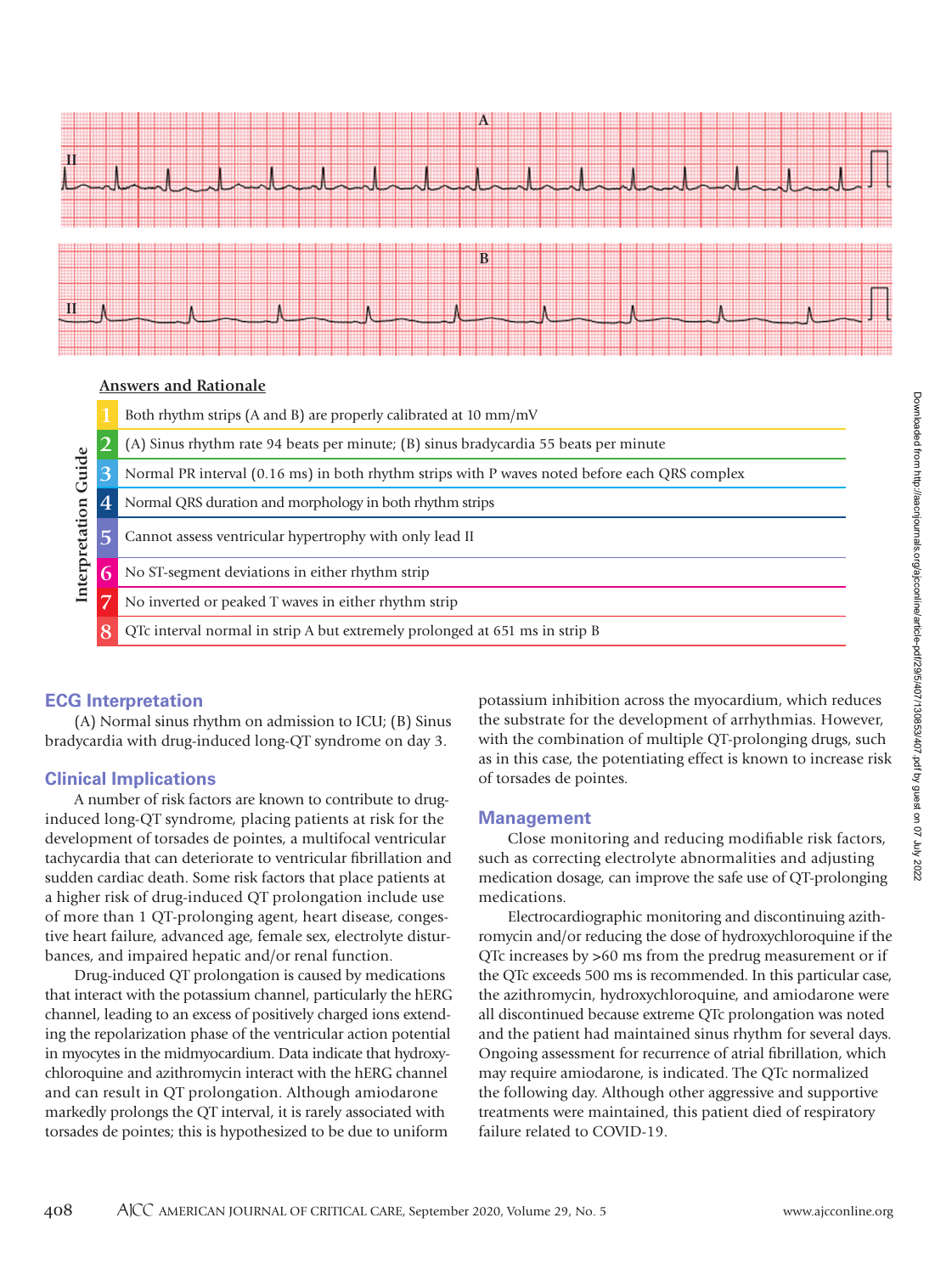A

II

B

II

## Answers and Rationale

Interpretation Guide

| | |
|---|---|
| 1 | Both rhythm strips (A and B) are properly calibrated at 10 mm/mV |
| 2 | (A) Sinus rhythm rate 94 beats per minute; (B) sinus bradycardia 55 beats per minute |
| 3 | Normal PR interval (0.16 ms) in both rhythm strips with P waves noted before each QRS complex |
| 4 | Normal QRS duration and morphology in both rhythm strips |
| 5 | Cannot assess ventricular hypertrophy with only lead II |
| 6 | No ST-segment deviations in either rhythm strip |
| 7 | No inverted or peaked T waves in either rhythm strip |
| 8 | QTc interval normal in strip A but extremely prolonged at 651 ms in strip B |

## ECG Interpretation

(A) Normal sinus rhythm on admission to ICU; (B) Sinus bradycardia with drug-induced long-QT syndrome on day 3.

## Clinical Implications

A number of risk factors are known to contribute to drug-induced long-QT syndrome, placing patients at risk for the development of torsades de pointes, a multifocal ventricular tachycardia that can deteriorate to ventricular fibrillation and sudden cardiac death. Some risk factors that place patients at a higher risk of drug-induced QT prolongation include use of more than 1 QT-prolonging agent, heart disease, congestive heart failure, advanced age, female sex, electrolyte disturbances, and impaired hepatic and/or renal function.

Drug-induced QT prolongation is caused by medications that interact with the potassium channel, particularly the hERG channel, leading to an excess of positively charged ions extending the repolarization phase of the ventricular action potential in myocytes in the midmyocardium. Data indicate that hydroxychloroquine and azithromycin interact with the hERG channel and can result in QT prolongation. Although amiodarone markedly prolongs the QT interval, it is rarely associated with torsades de pointes; this is hypothesized to be due to uniform potassium inhibition across the myocardium, which reduces the substrate for the development of arrhythmias. However, with the combination of multiple QT-prolonging drugs, such as in this case, the potentiating effect is known to increase risk of torsades de pointes.

## Management

Close monitoring and reducing modifiable risk factors, such as correcting electrolyte abnormalities and adjusting medication dosage, can improve the safe use of QT-prolonging medications.

Electrocardiographic monitoring and discontinuing azithromycin and/or reducing the dose of hydroxychloroquine if the QTc increases by >60 ms from the predrug measurement or if the QTc exceeds 500 ms is recommended. In this particular case, the azithromycin, hydroxychloroquine, and amiodarone were all discontinued because extreme QTc prolongation was noted and the patient had maintained sinus rhythm for several days. Ongoing assessment for recurrence of atrial fibrillation, which may require amiodarone, is indicated. The QTc normalized the following day. Although other aggressive and supportive treatments were maintained, this patient died of respiratory failure related to COVID-19.